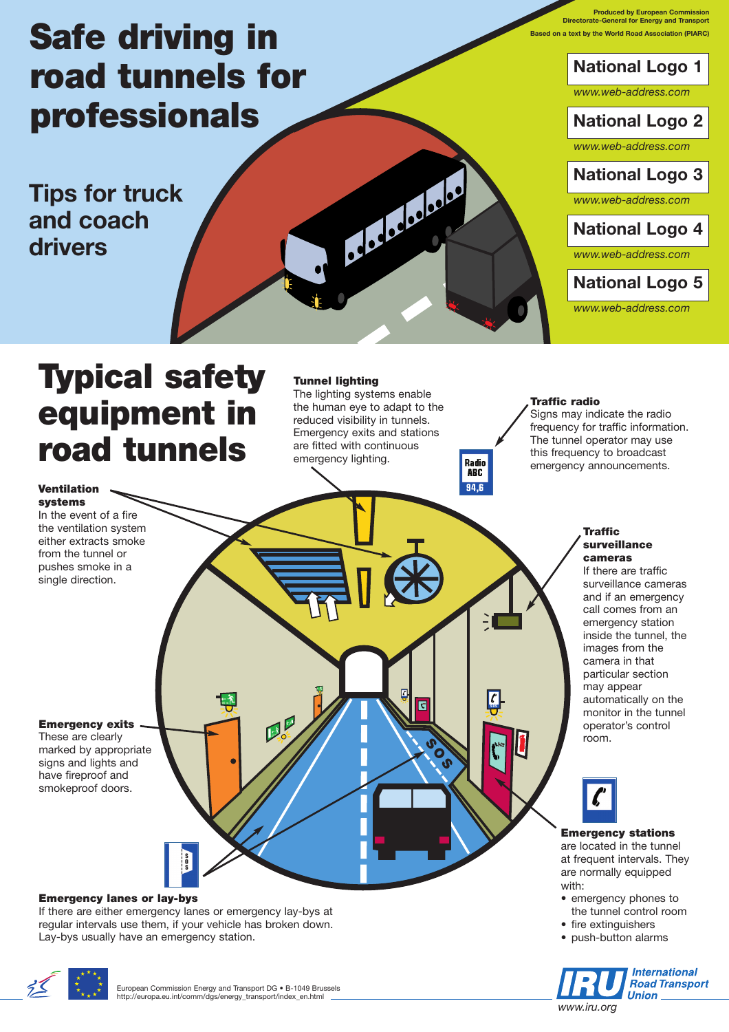# Safe driving in road tunnels for professionals

## Tips for truck and coach drivers

Produced by European Commission
Directorate-General for Energy and Transport

Based on a text by the World Road Association (PIARC)

National Logo 1
*www.web-address.com*

National Logo 2
*www.web-address.com*

National Logo 3
*www.web-address.com*

National Logo 4
*www.web-address.com*

National Logo 5
*www.web-address.com*

# Typical safety equipment in road tunnels

**Tunnel lighting**
The lighting systems enable the human eye to adapt to the reduced visibility in tunnels. Emergency exits and stations are fitted with continuous emergency lighting.

**Traffic radio**
Signs may indicate the radio frequency for traffic information. The tunnel operator may use this frequency to broadcast emergency announcements.

**Ventilation systems**
In the event of a fire the ventilation system either extracts smoke from the tunnel or pushes smoke in a single direction.

**Traffic surveillance cameras**
If there are traffic surveillance cameras and if an emergency call comes from an emergency station inside the tunnel, the images from the camera in that particular section may appear automatically on the monitor in the tunnel operator's control room.

**Emergency exits**
These are clearly marked by appropriate signs and lights and have fireproof and smokeproof doors.

**Emergency stations**
are located in the tunnel at frequent intervals. They are normally equipped with:

- emergency phones to the tunnel control room
- fire extinguishers
- push-button alarms

**Emergency lanes or lay-bys**
If there are either emergency lanes or emergency lay-bys at regular intervals use them, if your vehicle has broken down. Lay-bys usually have an emergency station.

European Commission Energy and Transport DG • B-1049 Brussels
http://europa.eu.int/comm/dgs/energy_transport/index_en.html

International Road Transport Union
www.iru.org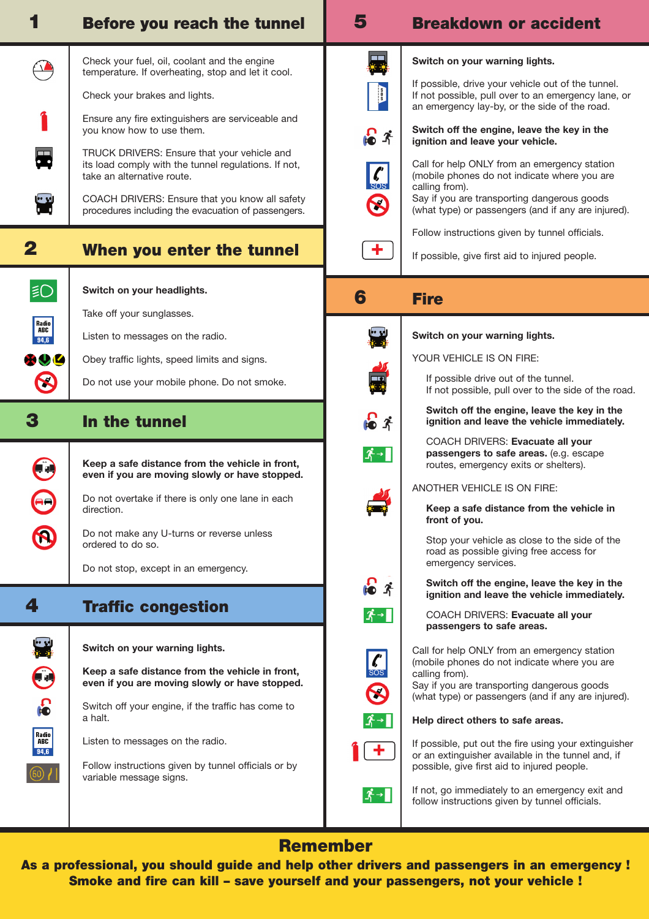## 1 Before you reach the tunnel

Check your fuel, oil, coolant and the engine temperature. If overheating, stop and let it cool.

Check your brakes and lights.

Ensure any fire extinguishers are serviceable and you know how to use them.

TRUCK DRIVERS: Ensure that your vehicle and its load comply with the tunnel regulations. If not, take an alternative route.

COACH DRIVERS: Ensure that you know all safety procedures including the evacuation of passengers.

## 2 When you enter the tunnel

**Switch on your headlights.**

Take off your sunglasses.

Listen to messages on the radio.

Obey traffic lights, speed limits and signs.

Do not use your mobile phone. Do not smoke.

## 3 In the tunnel

**Keep a safe distance from the vehicle in front, even if you are moving slowly or have stopped.**

Do not overtake if there is only one lane in each direction.

Do not make any U-turns or reverse unless ordered to do so.

Do not stop, except in an emergency.

## 4 Traffic congestion

**Switch on your warning lights.**

**Keep a safe distance from the vehicle in front, even if you are moving slowly or have stopped.**

Switch off your engine, if the traffic has come to a halt.

Listen to messages on the radio.

Follow instructions given by tunnel officials or by variable message signs.

## 5 Breakdown or accident

**Switch on your warning lights.**

If possible, drive your vehicle out of the tunnel. If not possible, pull over to an emergency lane, or an emergency lay-by, or the side of the road.

**Switch off the engine, leave the key in the ignition and leave your vehicle.**

Call for help ONLY from an emergency station (mobile phones do not indicate where you are calling from).
Say if you are transporting dangerous goods (what type) or passengers (and if any are injured).

Follow instructions given by tunnel officials.

If possible, give first aid to injured people.

## 6 Fire

**Switch on your warning lights.**

YOUR VEHICLE IS ON FIRE:

If possible drive out of the tunnel.
If not possible, pull over to the side of the road.

**Switch off the engine, leave the key in the ignition and leave the vehicle immediately.**

COACH DRIVERS: **Evacuate all your passengers to safe areas.** (e.g. escape routes, emergency exits or shelters).

ANOTHER VEHICLE IS ON FIRE:

**Keep a safe distance from the vehicle in front of you.**

Stop your vehicle as close to the side of the road as possible giving free access for emergency services.

**Switch off the engine, leave the key in the ignition and leave the vehicle immediately.**

COACH DRIVERS: **Evacuate all your passengers to safe areas.**

Call for help ONLY from an emergency station (mobile phones do not indicate where you are calling from).
Say if you are transporting dangerous goods (what type) or passengers (and if any are injured).

**Help direct others to safe areas.**

If possible, put out the fire using your extinguisher or an extinguisher available in the tunnel and, if possible, give first aid to injured people.

If not, go immediately to an emergency exit and follow instructions given by tunnel officials.

## Remember

**As a professional, you should guide and help other drivers and passengers in an emergency !**
**Smoke and fire can kill – save yourself and your passengers, not your vehicle !**